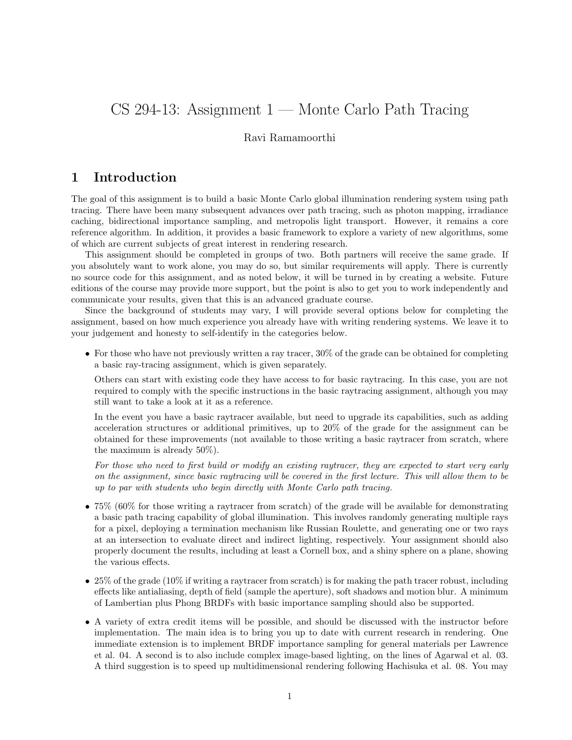# CS 294-13: Assignment 1 — Monte Carlo Path Tracing

Ravi Ramamoorthi

## 1 Introduction

The goal of this assignment is to build a basic Monte Carlo global illumination rendering system using path tracing. There have been many subsequent advances over path tracing, such as photon mapping, irradiance caching, bidirectional importance sampling, and metropolis light transport. However, it remains a core reference algorithm. In addition, it provides a basic framework to explore a variety of new algorithms, some of which are current subjects of great interest in rendering research.

This assignment should be completed in groups of two. Both partners will receive the same grade. If you absolutely want to work alone, you may do so, but similar requirements will apply. There is currently no source code for this assignment, and as noted below, it will be turned in by creating a website. Future editions of the course may provide more support, but the point is also to get you to work independently and communicate your results, given that this is an advanced graduate course.

Since the background of students may vary, I will provide several options below for completing the assignment, based on how much experience you already have with writing rendering systems. We leave it to your judgement and honesty to self-identify in the categories below.

- For those who have not previously written a ray tracer, 30% of the grade can be obtained for completing a basic ray-tracing assignment, which is given separately.

  Others can start with existing code they have access to for basic raytracing. In this case, you are not required to comply with the specific instructions in the basic raytracing assignment, although you may still want to take a look at it as a reference.

  In the event you have a basic raytracer available, but need to upgrade its capabilities, such as adding acceleration structures or additional primitives, up to 20% of the grade for the assignment can be obtained for these improvements (not available to those writing a basic raytracer from scratch, where the maximum is already 50%).

  *For those who need to first build or modify an existing raytracer, they are expected to start very early on the assignment, since basic raytracing will be covered in the first lecture. This will allow them to be up to par with students who begin directly with Monte Carlo path tracing.*

- 75% (60% for those writing a raytracer from scratch) of the grade will be available for demonstrating a basic path tracing capability of global illumination. This involves randomly generating multiple rays for a pixel, deploying a termination mechanism like Russian Roulette, and generating one or two rays at an intersection to evaluate direct and indirect lighting, respectively. Your assignment should also properly document the results, including at least a Cornell box, and a shiny sphere on a plane, showing the various effects.

- 25% of the grade (10% if writing a raytracer from scratch) is for making the path tracer robust, including effects like antialiasing, depth of field (sample the aperture), soft shadows and motion blur. A minimum of Lambertian plus Phong BRDFs with basic importance sampling should also be supported.

- A variety of extra credit items will be possible, and should be discussed with the instructor before implementation. The main idea is to bring you up to date with current research in rendering. One immediate extension is to implement BRDF importance sampling for general materials per Lawrence et al. 04. A second is to also include complex image-based lighting, on the lines of Agarwal et al. 03. A third suggestion is to speed up multidimensional rendering following Hachisuka et al. 08. You may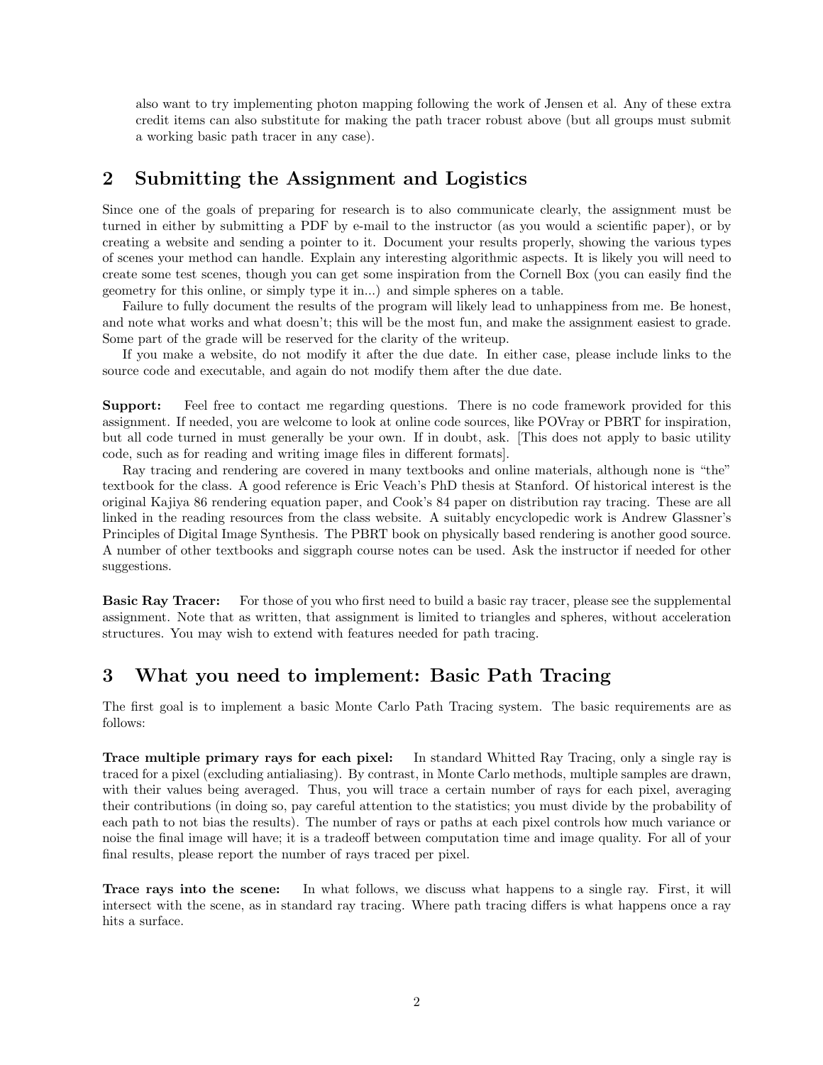also want to try implementing photon mapping following the work of Jensen et al. Any of these extra credit items can also substitute for making the path tracer robust above (but all groups must submit a working basic path tracer in any case).

## 2 Submitting the Assignment and Logistics

Since one of the goals of preparing for research is to also communicate clearly, the assignment must be turned in either by submitting a PDF by e-mail to the instructor (as you would a scientific paper), or by creating a website and sending a pointer to it. Document your results properly, showing the various types of scenes your method can handle. Explain any interesting algorithmic aspects. It is likely you will need to create some test scenes, though you can get some inspiration from the Cornell Box (you can easily find the geometry for this online, or simply type it in...) and simple spheres on a table.

Failure to fully document the results of the program will likely lead to unhappiness from me. Be honest, and note what works and what doesn't; this will be the most fun, and make the assignment easiest to grade. Some part of the grade will be reserved for the clarity of the writeup.

If you make a website, do not modify it after the due date. In either case, please include links to the source code and executable, and again do not modify them after the due date.

**Support:** Feel free to contact me regarding questions. There is no code framework provided for this assignment. If needed, you are welcome to look at online code sources, like POVray or PBRT for inspiration, but all code turned in must generally be your own. If in doubt, ask. [This does not apply to basic utility code, such as for reading and writing image files in different formats].

Ray tracing and rendering are covered in many textbooks and online materials, although none is "the" textbook for the class. A good reference is Eric Veach's PhD thesis at Stanford. Of historical interest is the original Kajiya 86 rendering equation paper, and Cook's 84 paper on distribution ray tracing. These are all linked in the reading resources from the class website. A suitably encyclopedic work is Andrew Glassner's Principles of Digital Image Synthesis. The PBRT book on physically based rendering is another good source. A number of other textbooks and siggraph course notes can be used. Ask the instructor if needed for other suggestions.

**Basic Ray Tracer:** For those of you who first need to build a basic ray tracer, please see the supplemental assignment. Note that as written, that assignment is limited to triangles and spheres, without acceleration structures. You may wish to extend with features needed for path tracing.

## 3 What you need to implement: Basic Path Tracing

The first goal is to implement a basic Monte Carlo Path Tracing system. The basic requirements are as follows:

**Trace multiple primary rays for each pixel:** In standard Whitted Ray Tracing, only a single ray is traced for a pixel (excluding antialiasing). By contrast, in Monte Carlo methods, multiple samples are drawn, with their values being averaged. Thus, you will trace a certain number of rays for each pixel, averaging their contributions (in doing so, pay careful attention to the statistics; you must divide by the probability of each path to not bias the results). The number of rays or paths at each pixel controls how much variance or noise the final image will have; it is a tradeoff between computation time and image quality. For all of your final results, please report the number of rays traced per pixel.

**Trace rays into the scene:** In what follows, we discuss what happens to a single ray. First, it will intersect with the scene, as in standard ray tracing. Where path tracing differs is what happens once a ray hits a surface.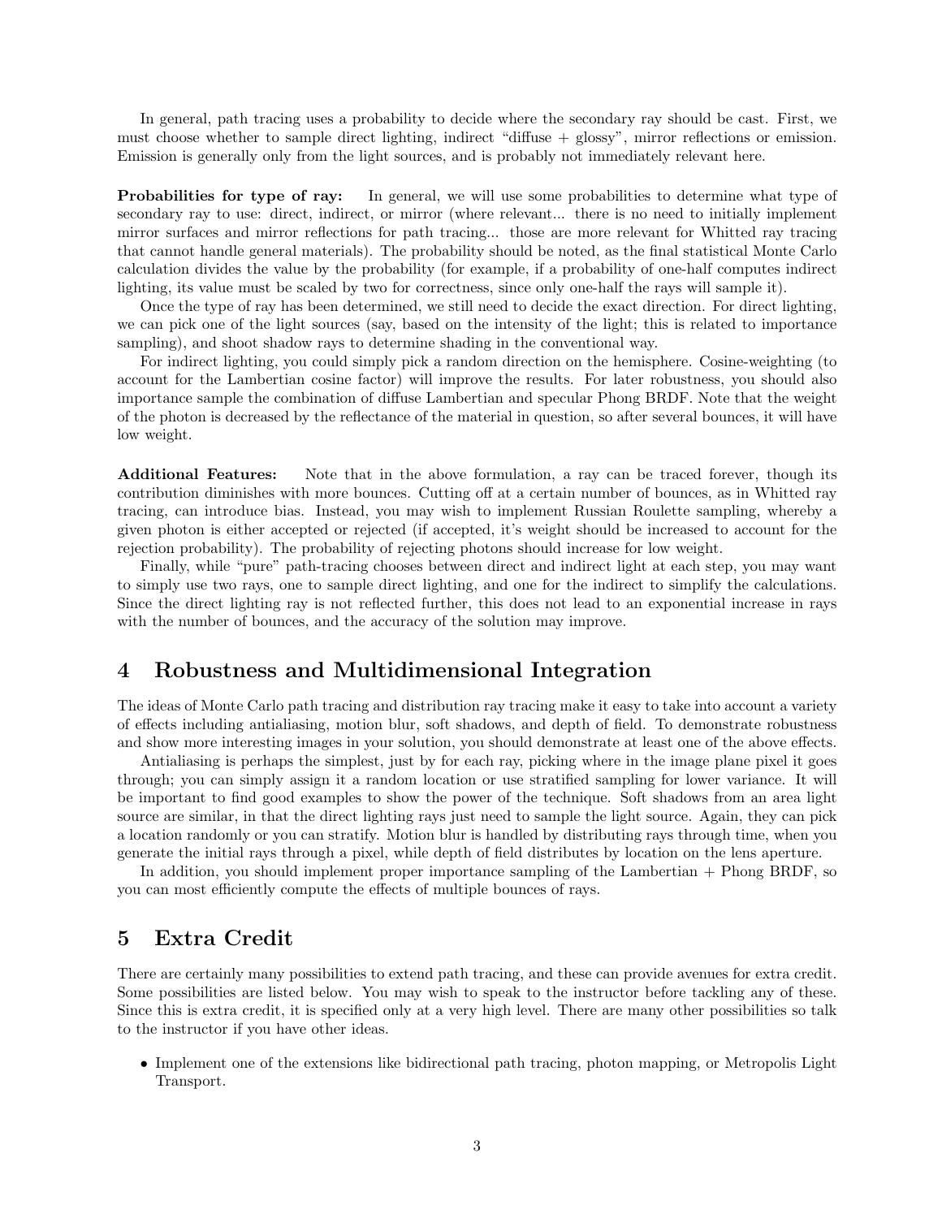In general, path tracing uses a probability to decide where the secondary ray should be cast. First, we must choose whether to sample direct lighting, indirect "diffuse + glossy", mirror reflections or emission. Emission is generally only from the light sources, and is probably not immediately relevant here.

**Probabilities for type of ray:** In general, we will use some probabilities to determine what type of secondary ray to use: direct, indirect, or mirror (where relevant... there is no need to initially implement mirror surfaces and mirror reflections for path tracing... those are more relevant for Whitted ray tracing that cannot handle general materials). The probability should be noted, as the final statistical Monte Carlo calculation divides the value by the probability (for example, if a probability of one-half computes indirect lighting, its value must be scaled by two for correctness, since only one-half the rays will sample it).

Once the type of ray has been determined, we still need to decide the exact direction. For direct lighting, we can pick one of the light sources (say, based on the intensity of the light; this is related to importance sampling), and shoot shadow rays to determine shading in the conventional way.

For indirect lighting, you could simply pick a random direction on the hemisphere. Cosine-weighting (to account for the Lambertian cosine factor) will improve the results. For later robustness, you should also importance sample the combination of diffuse Lambertian and specular Phong BRDF. Note that the weight of the photon is decreased by the reflectance of the material in question, so after several bounces, it will have low weight.

**Additional Features:** Note that in the above formulation, a ray can be traced forever, though its contribution diminishes with more bounces. Cutting off at a certain number of bounces, as in Whitted ray tracing, can introduce bias. Instead, you may wish to implement Russian Roulette sampling, whereby a given photon is either accepted or rejected (if accepted, it's weight should be increased to account for the rejection probability). The probability of rejecting photons should increase for low weight.

Finally, while "pure" path-tracing chooses between direct and indirect light at each step, you may want to simply use two rays, one to sample direct lighting, and one for the indirect to simplify the calculations. Since the direct lighting ray is not reflected further, this does not lead to an exponential increase in rays with the number of bounces, and the accuracy of the solution may improve.

## 4 Robustness and Multidimensional Integration

The ideas of Monte Carlo path tracing and distribution ray tracing make it easy to take into account a variety of effects including antialiasing, motion blur, soft shadows, and depth of field. To demonstrate robustness and show more interesting images in your solution, you should demonstrate at least one of the above effects.

Antialiasing is perhaps the simplest, just by for each ray, picking where in the image plane pixel it goes through; you can simply assign it a random location or use stratified sampling for lower variance. It will be important to find good examples to show the power of the technique. Soft shadows from an area light source are similar, in that the direct lighting rays just need to sample the light source. Again, they can pick a location randomly or you can stratify. Motion blur is handled by distributing rays through time, when you generate the initial rays through a pixel, while depth of field distributes by location on the lens aperture.

In addition, you should implement proper importance sampling of the Lambertian + Phong BRDF, so you can most efficiently compute the effects of multiple bounces of rays.

## 5 Extra Credit

There are certainly many possibilities to extend path tracing, and these can provide avenues for extra credit. Some possibilities are listed below. You may wish to speak to the instructor before tackling any of these. Since this is extra credit, it is specified only at a very high level. There are many other possibilities so talk to the instructor if you have other ideas.

- Implement one of the extensions like bidirectional path tracing, photon mapping, or Metropolis Light Transport.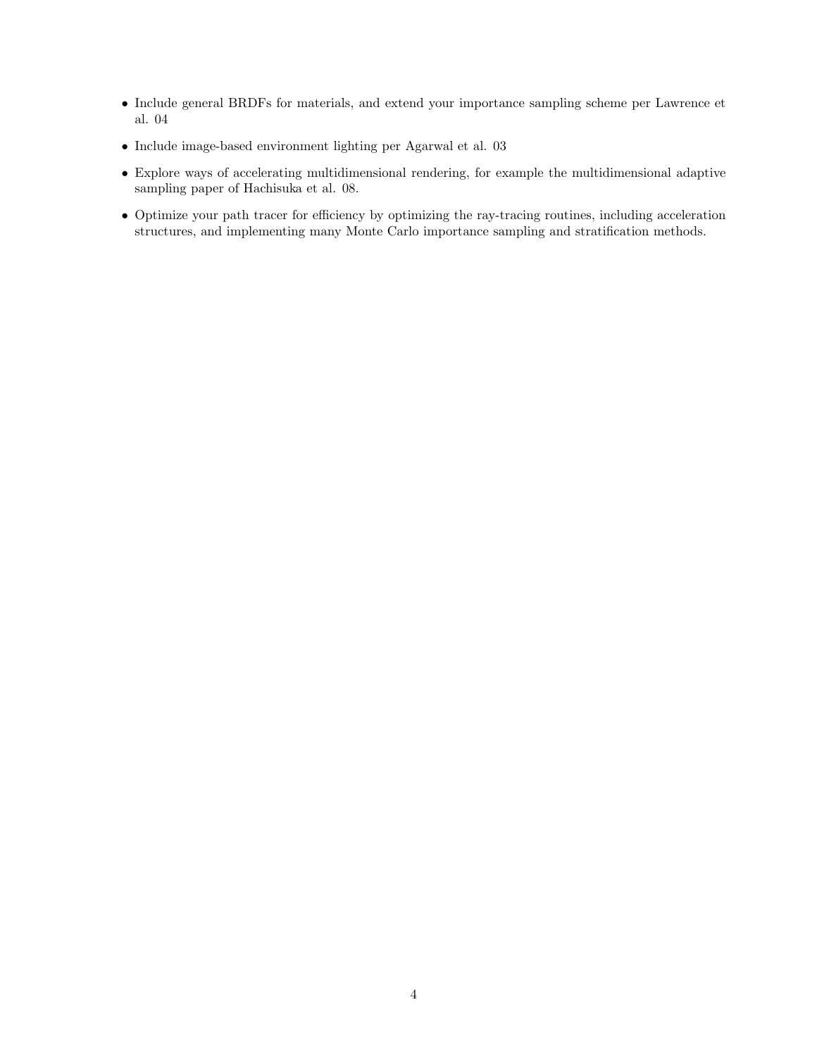- Include general BRDFs for materials, and extend your importance sampling scheme per Lawrence et al. 04
- Include image-based environment lighting per Agarwal et al. 03
- Explore ways of accelerating multidimensional rendering, for example the multidimensional adaptive sampling paper of Hachisuka et al. 08.
- Optimize your path tracer for efficiency by optimizing the ray-tracing routines, including acceleration structures, and implementing many Monte Carlo importance sampling and stratification methods.